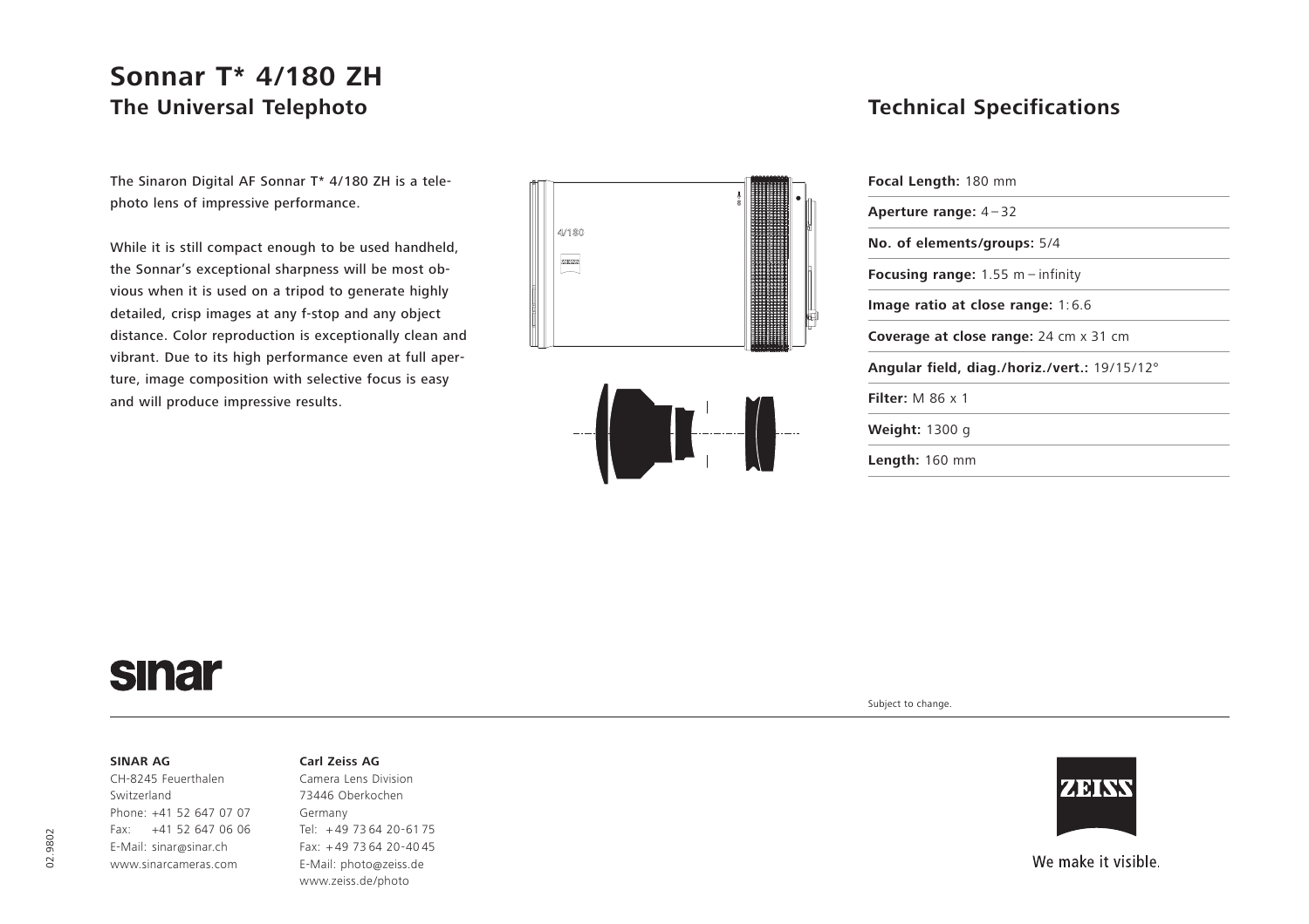# Sonnar T* 4/180 ZH

## The Universal Telephoto

The Sinaron Digital AF Sonnar T* 4/180 ZH is a telephoto lens of impressive performance.

While it is still compact enough to be used handheld, the Sonnar's exceptional sharpness will be most obvious when it is used on a tripod to generate highly detailed, crisp images at any f-stop and any object distance. Color reproduction is exceptionally clean and vibrant. Due to its high performance even at full aperture, image composition with selective focus is easy and will produce impressive results.

## Technical Specifications

**Focal Length:** 180 mm

**Aperture range:** 4 – 32

**No. of elements/groups:** 5/4

**Focusing range:** 1.55 m – infinity

**Image ratio at close range:** 1: 6.6

**Coverage at close range:** 24 cm x 31 cm

**Angular field, diag./horiz./vert.:** 19/15/12°

**Filter:** M 86 x 1

**Weight:** 1300 g

**Length:** 160 mm

Subject to change.

**SINAR AG**
CH-8245 Feuerthalen
Switzerland
Phone: +41 52 647 07 07
Fax: +41 52 647 06 06
E-Mail: sinar@sinar.ch
www.sinarcameras.com

**Carl Zeiss AG**
Camera Lens Division
73446 Oberkochen
Germany
Tel: +49 73 64 20-61 75
Fax: +49 73 64 20-40 45
E-Mail: photo@zeiss.de
www.zeiss.de/photo

We make it visible.

02.9802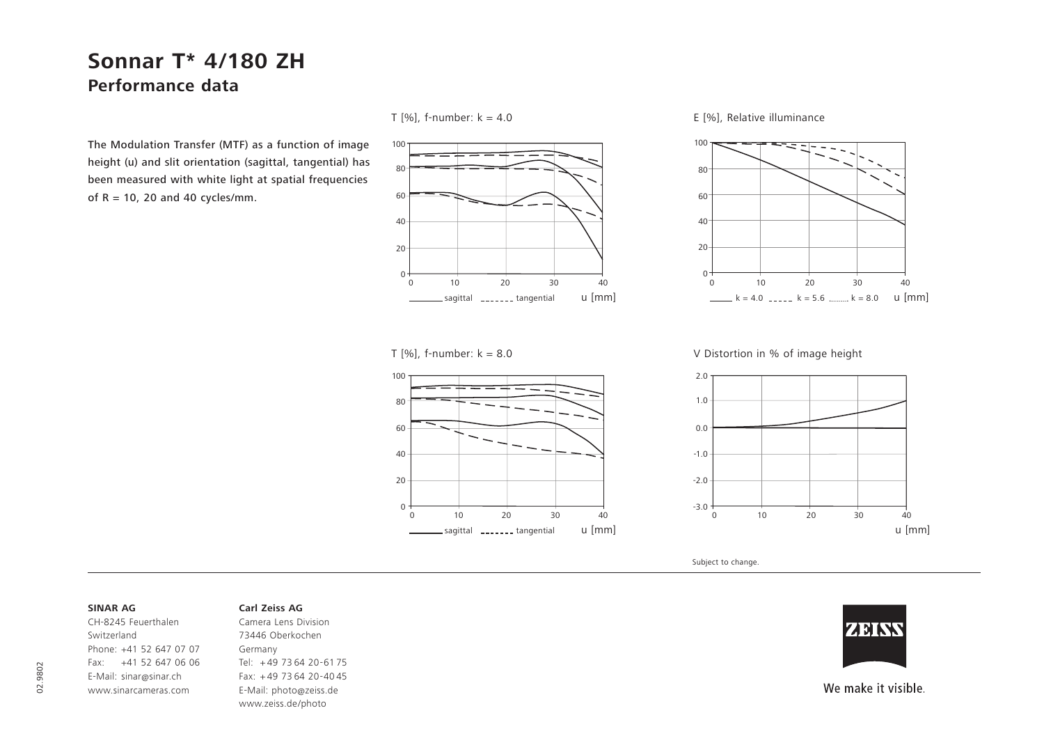# Sonnar T* 4/180 ZH

## Performance data

The Modulation Transfer (MTF) as a function of image height (u) and slit orientation (sagittal, tangential) has been measured with white light at spatial frequencies of R = 10, 20 and 40 cycles/mm.

T [%], f-number: k = 4.0

100
80
60
40
20
0
0 10 20 30 40
sagittal tangential u [mm]

E [%], Relative illuminance

100
80
60
40
20
0
0 10 20 30 40
k = 4.0 k = 5.6 k = 8.0 u [mm]

T [%], f-number: k = 8.0

100
80
60
40
20
0
0 10 20 30 40
sagittal tangential u [mm]

V Distortion in % of image height

2.0
1.0
0.0
-1.0
-2.0
-3.0
0 10 20 30 40
u [mm]

Subject to change.

**SINAR AG**
CH-8245 Feuerthalen
Switzerland
Phone: +41 52 647 07 07
Fax: +41 52 647 06 06
E-Mail: sinar@sinar.ch
www.sinarcameras.com

**Carl Zeiss AG**
Camera Lens Division
73446 Oberkochen
Germany
Tel: +49 73 64 20-61 75
Fax: +49 73 64 20-40 45
E-Mail: photo@zeiss.de
www.zeiss.de/photo

ZEISS

We make it visible.

02.9802